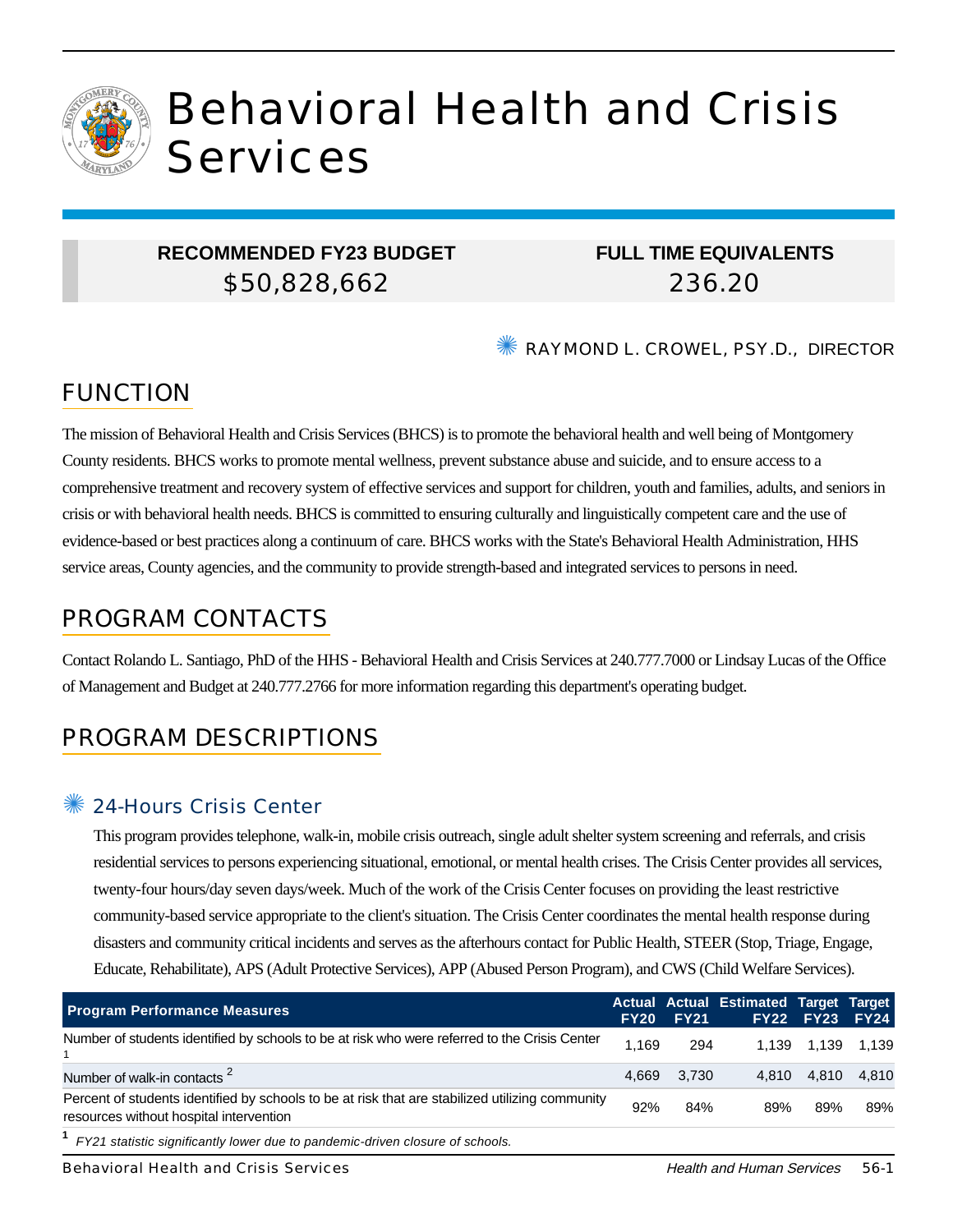# Behavioral Health and Crisis Services

**RECOMMENDED FY23 BUDGET**
$50,828,662

**FULL TIME EQUIVALENTS**
236.20

RAYMOND L. CROWEL, PSY.D., DIRECTOR

## FUNCTION

The mission of Behavioral Health and Crisis Services (BHCS) is to promote the behavioral health and well being of Montgomery County residents. BHCS works to promote mental wellness, prevent substance abuse and suicide, and to ensure access to a comprehensive treatment and recovery system of effective services and support for children, youth and families, adults, and seniors in crisis or with behavioral health needs. BHCS is committed to ensuring culturally and linguistically competent care and the use of evidence-based or best practices along a continuum of care. BHCS works with the State's Behavioral Health Administration, HHS service areas, County agencies, and the community to provide strength-based and integrated services to persons in need.

## PROGRAM CONTACTS

Contact Rolando L. Santiago, PhD of the HHS - Behavioral Health and Crisis Services at 240.777.7000 or Lindsay Lucas of the Office of Management and Budget at 240.777.2766 for more information regarding this department's operating budget.

## PROGRAM DESCRIPTIONS

### 24-Hours Crisis Center

This program provides telephone, walk-in, mobile crisis outreach, single adult shelter system screening and referrals, and crisis residential services to persons experiencing situational, emotional, or mental health crises. The Crisis Center provides all services, twenty-four hours/day seven days/week. Much of the work of the Crisis Center focuses on providing the least restrictive community-based service appropriate to the client's situation. The Crisis Center coordinates the mental health response during disasters and community critical incidents and serves as the afterhours contact for Public Health, STEER (Stop, Triage, Engage, Educate, Rehabilitate), APS (Adult Protective Services), APP (Abused Person Program), and CWS (Child Welfare Services).

| Program Performance Measures | Actual FY20 | Actual FY21 | Estimated FY22 | Target FY23 | Target FY24 |
|---|---|---|---|---|---|
| Number of students identified by schools to be at risk who were referred to the Crisis Center [1] | 1,169 | 294 | 1,139 | 1,139 | 1,139 |
| Number of walk-in contacts [2] | 4,669 | 3,730 | 4,810 | 4,810 | 4,810 |
| Percent of students identified by schools to be at risk that are stabilized utilizing community resources without hospital intervention | 92% | 84% | 89% | 89% | 89% |

[1] *FY21 statistic significantly lower due to pandemic-driven closure of schools.*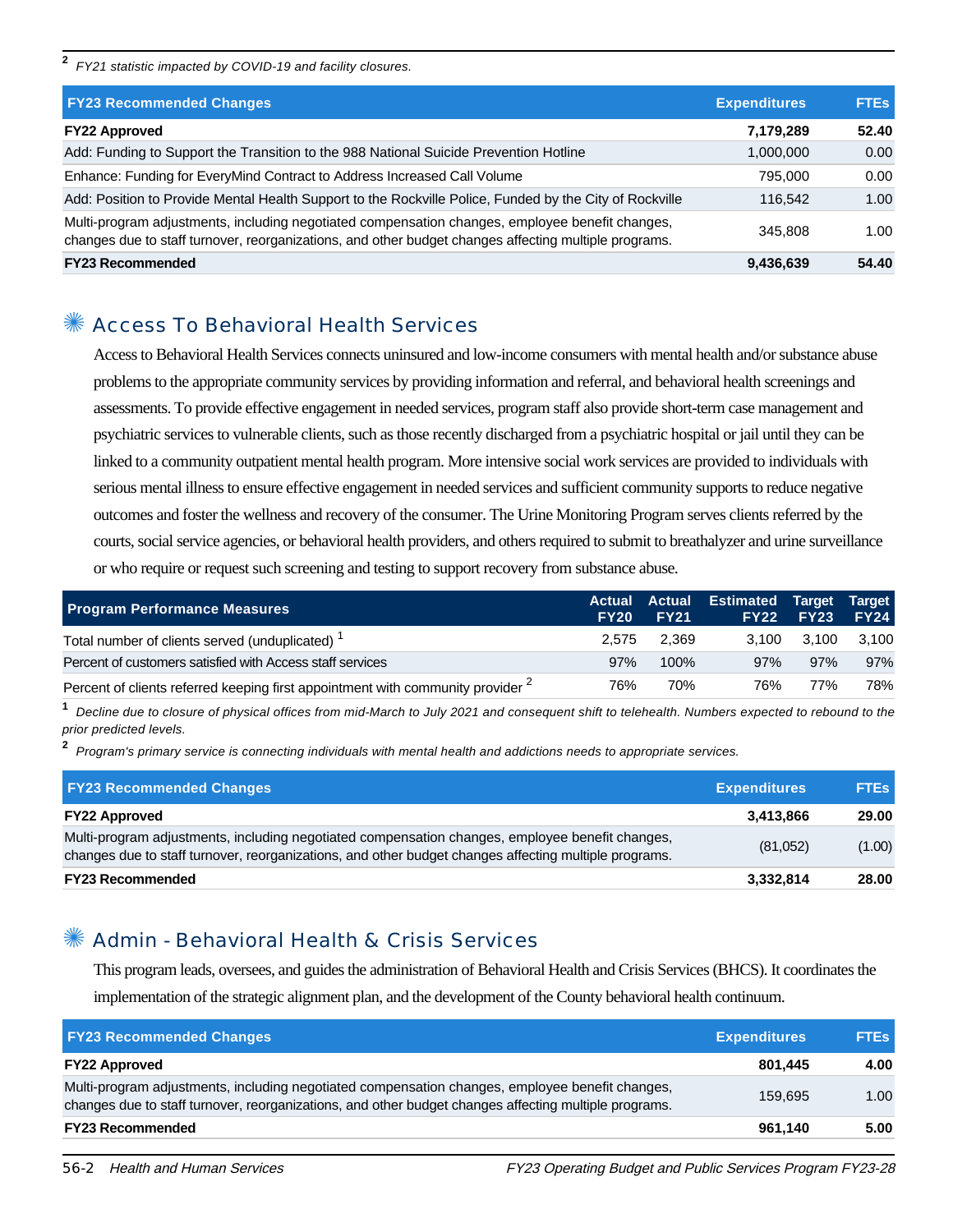[2] *FY21 statistic impacted by COVID-19 and facility closures.*

| FY23 Recommended Changes | Expenditures | FTEs |
|---|---|---|
| **FY22 Approved** | **7,179,289** | **52.40** |
| Add: Funding to Support the Transition to the 988 National Suicide Prevention Hotline | 1,000,000 | 0.00 |
| Enhance: Funding for EveryMind Contract to Address Increased Call Volume | 795,000 | 0.00 |
| Add: Position to Provide Mental Health Support to the Rockville Police, Funded by the City of Rockville | 116,542 | 1.00 |
| Multi-program adjustments, including negotiated compensation changes, employee benefit changes, changes due to staff turnover, reorganizations, and other budget changes affecting multiple programs. | 345,808 | 1.00 |
| **FY23 Recommended** | **9,436,639** | **54.40** |

## Access To Behavioral Health Services

Access to Behavioral Health Services connects uninsured and low-income consumers with mental health and/or substance abuse problems to the appropriate community services by providing information and referral, and behavioral health screenings and assessments. To provide effective engagement in needed services, program staff also provide short-term case management and psychiatric services to vulnerable clients, such as those recently discharged from a psychiatric hospital or jail until they can be linked to a community outpatient mental health program. More intensive social work services are provided to individuals with serious mental illness to ensure effective engagement in needed services and sufficient community supports to reduce negative outcomes and foster the wellness and recovery of the consumer. The Urine Monitoring Program serves clients referred by the courts, social service agencies, or behavioral health providers, and others required to submit to breathalyzer and urine surveillance or who require or request such screening and testing to support recovery from substance abuse.

| Program Performance Measures | Actual FY20 | Actual FY21 | Estimated FY22 | Target FY23 | Target FY24 |
|---|---|---|---|---|---|
| Total number of clients served (unduplicated) [1] | 2,575 | 2,369 | 3,100 | 3,100 | 3,100 |
| Percent of customers satisfied with Access staff services | 97% | 100% | 97% | 97% | 97% |
| Percent of clients referred keeping first appointment with community provider [2] | 76% | 70% | 76% | 77% | 78% |

[1] *Decline due to closure of physical offices from mid-March to July 2021 and consequent shift to telehealth. Numbers expected to rebound to the prior predicted levels.*

[2] *Program's primary service is connecting individuals with mental health and addictions needs to appropriate services.*

| FY23 Recommended Changes | Expenditures | FTEs |
|---|---|---|
| **FY22 Approved** | **3,413,866** | **29.00** |
| Multi-program adjustments, including negotiated compensation changes, employee benefit changes, changes due to staff turnover, reorganizations, and other budget changes affecting multiple programs. | (81,052) | (1.00) |
| **FY23 Recommended** | **3,332,814** | **28.00** |

## Admin - Behavioral Health & Crisis Services

This program leads, oversees, and guides the administration of Behavioral Health and Crisis Services (BHCS). It coordinates the implementation of the strategic alignment plan, and the development of the County behavioral health continuum.

| FY23 Recommended Changes | Expenditures | FTEs |
|---|---|---|
| **FY22 Approved** | **801,445** | **4.00** |
| Multi-program adjustments, including negotiated compensation changes, employee benefit changes, changes due to staff turnover, reorganizations, and other budget changes affecting multiple programs. | 159,695 | 1.00 |
| **FY23 Recommended** | **961,140** | **5.00** |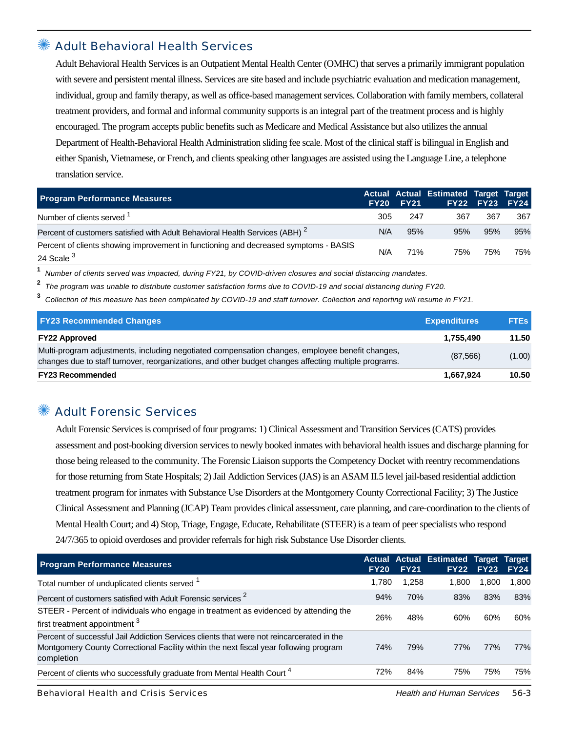## Adult Behavioral Health Services

Adult Behavioral Health Services is an Outpatient Mental Health Center (OMHC) that serves a primarily immigrant population with severe and persistent mental illness. Services are site based and include psychiatric evaluation and medication management, individual, group and family therapy, as well as office-based management services. Collaboration with family members, collateral treatment providers, and formal and informal community supports is an integral part of the treatment process and is highly encouraged. The program accepts public benefits such as Medicare and Medical Assistance but also utilizes the annual Department of Health-Behavioral Health Administration sliding fee scale. Most of the clinical staff is bilingual in English and either Spanish, Vietnamese, or French, and clients speaking other languages are assisted using the Language Line, a telephone translation service.

| Program Performance Measures | Actual FY20 | Actual FY21 | Estimated FY22 | Target FY23 | Target FY24 |
|---|---|---|---|---|---|
| Number of clients served [1] | 305 | 247 | 367 | 367 | 367 |
| Percent of customers satisfied with Adult Behavioral Health Services (ABH) [2] | N/A | 95% | 95% | 95% | 95% |
| Percent of clients showing improvement in functioning and decreased symptoms - BASIS 24 Scale [3] | N/A | 71% | 75% | 75% | 75% |

[1] *Number of clients served was impacted, during FY21, by COVID-driven closures and social distancing mandates.*

[2] *The program was unable to distribute customer satisfaction forms due to COVID-19 and social distancing during FY20.*

[3] *Collection of this measure has been complicated by COVID-19 and staff turnover. Collection and reporting will resume in FY21.*

| FY23 Recommended Changes | Expenditures | FTEs |
|---|---|---|
| **FY22 Approved** | **1,755,490** | **11.50** |
| Multi-program adjustments, including negotiated compensation changes, employee benefit changes, changes due to staff turnover, reorganizations, and other budget changes affecting multiple programs. | (87,566) | (1.00) |
| **FY23 Recommended** | **1,667,924** | **10.50** |

## Adult Forensic Services

Adult Forensic Services is comprised of four programs: 1) Clinical Assessment and Transition Services (CATS) provides assessment and post-booking diversion services to newly booked inmates with behavioral health issues and discharge planning for those being released to the community. The Forensic Liaison supports the Competency Docket with reentry recommendations for those returning from State Hospitals; 2) Jail Addiction Services (JAS) is an ASAM II.5 level jail-based residential addiction treatment program for inmates with Substance Use Disorders at the Montgomery County Correctional Facility; 3) The Justice Clinical Assessment and Planning (JCAP) Team provides clinical assessment, care planning, and care-coordination to the clients of Mental Health Court; and 4) Stop, Triage, Engage, Educate, Rehabilitate (STEER) is a team of peer specialists who respond 24/7/365 to opioid overdoses and provider referrals for high risk Substance Use Disorder clients.

| Program Performance Measures | Actual FY20 | Actual FY21 | Estimated FY22 | Target FY23 | Target FY24 |
|---|---|---|---|---|---|
| Total number of unduplicated clients served [1] | 1,780 | 1,258 | 1,800 | 1,800 | 1,800 |
| Percent of customers satisfied with Adult Forensic services [2] | 94% | 70% | 83% | 83% | 83% |
| STEER - Percent of individuals who engage in treatment as evidenced by attending the first treatment appointment [3] | 26% | 48% | 60% | 60% | 60% |
| Percent of successful Jail Addiction Services clients that were not reincarcerated in the Montgomery County Correctional Facility within the next fiscal year following program completion | 74% | 79% | 77% | 77% | 77% |
| Percent of clients who successfully graduate from Mental Health Court [4] | 72% | 84% | 75% | 75% | 75% |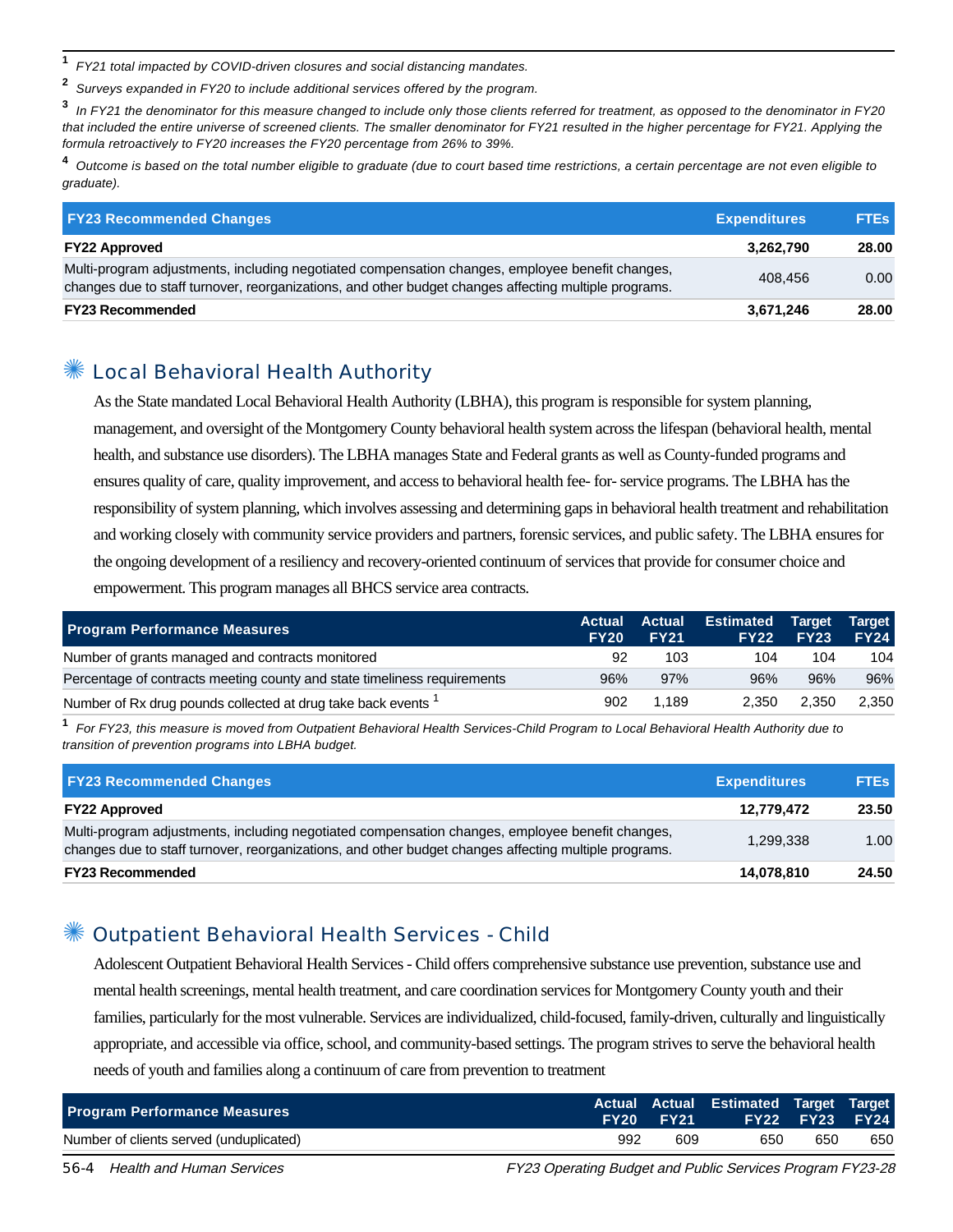[1] *FY21 total impacted by COVID-driven closures and social distancing mandates.*

[2] *Surveys expanded in FY20 to include additional services offered by the program.*

[3] *In FY21 the denominator for this measure changed to include only those clients referred for treatment, as opposed to the denominator in FY20 that included the entire universe of screened clients. The smaller denominator for FY21 resulted in the higher percentage for FY21. Applying the formula retroactively to FY20 increases the FY20 percentage from 26% to 39%.*

[4] *Outcome is based on the total number eligible to graduate (due to court based time restrictions, a certain percentage are not even eligible to graduate).*

| FY23 Recommended Changes | Expenditures | FTEs |
|---|---|---|
| **FY22 Approved** | **3,262,790** | **28.00** |
| Multi-program adjustments, including negotiated compensation changes, employee benefit changes, changes due to staff turnover, reorganizations, and other budget changes affecting multiple programs. | 408,456 | 0.00 |
| **FY23 Recommended** | **3,671,246** | **28.00** |

## Local Behavioral Health Authority

As the State mandated Local Behavioral Health Authority (LBHA), this program is responsible for system planning, management, and oversight of the Montgomery County behavioral health system across the lifespan (behavioral health, mental health, and substance use disorders). The LBHA manages State and Federal grants as well as County-funded programs and ensures quality of care, quality improvement, and access to behavioral health fee- for- service programs. The LBHA has the responsibility of system planning, which involves assessing and determining gaps in behavioral health treatment and rehabilitation and working closely with community service providers and partners, forensic services, and public safety. The LBHA ensures for the ongoing development of a resiliency and recovery-oriented continuum of services that provide for consumer choice and empowerment. This program manages all BHCS service area contracts.

| Program Performance Measures | Actual FY20 | Actual FY21 | Estimated FY22 | Target FY23 | Target FY24 |
|---|---|---|---|---|---|
| Number of grants managed and contracts monitored | 92 | 103 | 104 | 104 | 104 |
| Percentage of contracts meeting county and state timeliness requirements | 96% | 97% | 96% | 96% | 96% |
| Number of Rx drug pounds collected at drug take back events [1] | 902 | 1,189 | 2,350 | 2,350 | 2,350 |

[1] *For FY23, this measure is moved from Outpatient Behavioral Health Services-Child Program to Local Behavioral Health Authority due to transition of prevention programs into LBHA budget.*

| FY23 Recommended Changes | Expenditures | FTEs |
|---|---|---|
| **FY22 Approved** | **12,779,472** | **23.50** |
| Multi-program adjustments, including negotiated compensation changes, employee benefit changes, changes due to staff turnover, reorganizations, and other budget changes affecting multiple programs. | 1,299,338 | 1.00 |
| **FY23 Recommended** | **14,078,810** | **24.50** |

## Outpatient Behavioral Health Services - Child

Adolescent Outpatient Behavioral Health Services - Child offers comprehensive substance use prevention, substance use and mental health screenings, mental health treatment, and care coordination services for Montgomery County youth and their families, particularly for the most vulnerable. Services are individualized, child-focused, family-driven, culturally and linguistically appropriate, and accessible via office, school, and community-based settings. The program strives to serve the behavioral health needs of youth and families along a continuum of care from prevention to treatment

| Program Performance Measures | Actual FY20 | Actual FY21 | Estimated FY22 | Target FY23 | Target FY24 |
|---|---|---|---|---|---|
| Number of clients served (unduplicated) | 992 | 609 | 650 | 650 | 650 |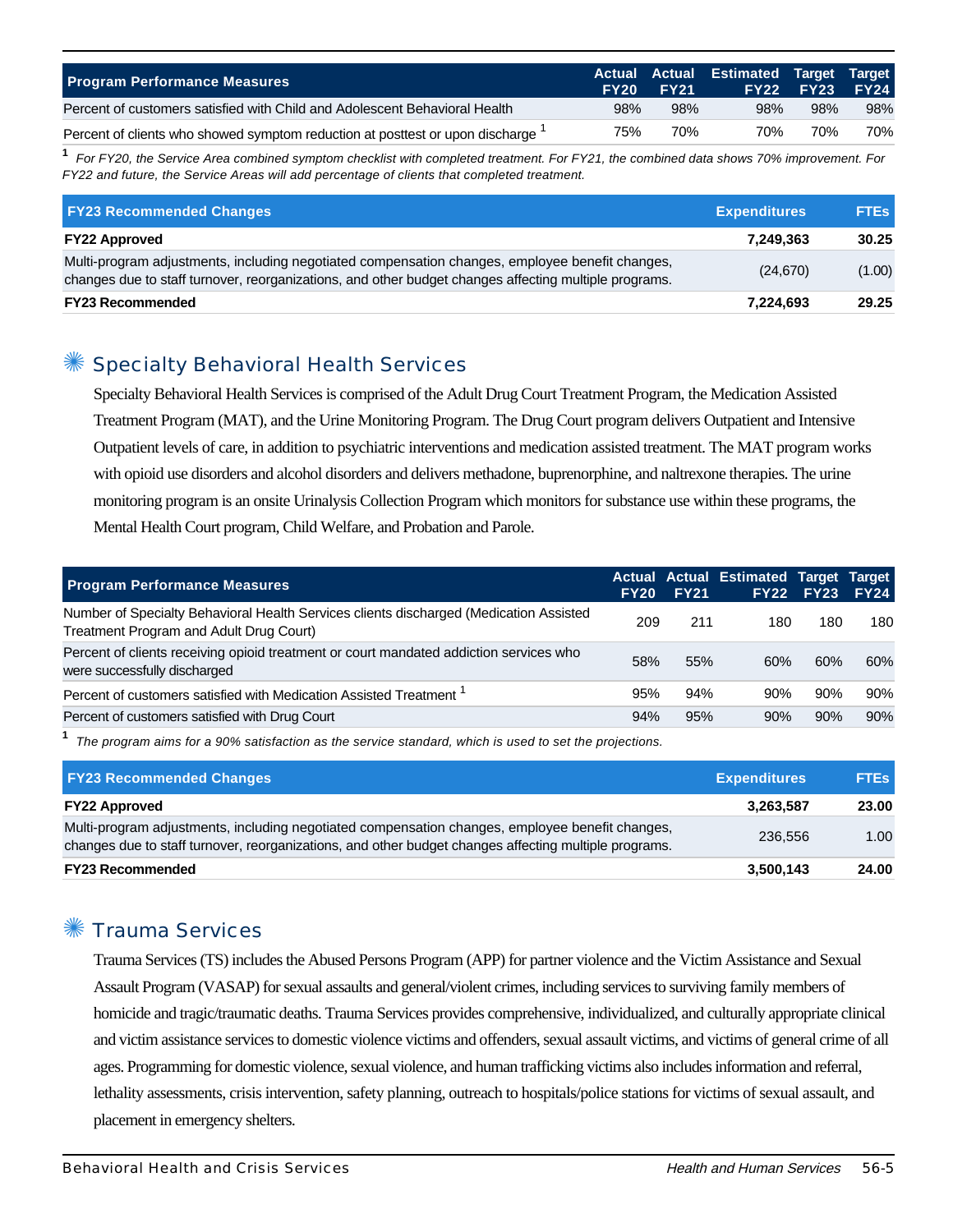| Program Performance Measures | Actual FY20 | Actual FY21 | Estimated FY22 | Target FY23 | Target FY24 |
|---|---|---|---|---|---|
| Percent of customers satisfied with Child and Adolescent Behavioral Health | 98% | 98% | 98% | 98% | 98% |
| Percent of clients who showed symptom reduction at posttest or upon discharge [1] | 75% | 70% | 70% | 70% | 70% |

[1] *For FY20, the Service Area combined symptom checklist with completed treatment. For FY21, the combined data shows 70% improvement. For FY22 and future, the Service Areas will add percentage of clients that completed treatment.*

| FY23 Recommended Changes | Expenditures | FTEs |
|---|---|---|
| **FY22 Approved** | **7,249,363** | **30.25** |
| Multi-program adjustments, including negotiated compensation changes, employee benefit changes, changes due to staff turnover, reorganizations, and other budget changes affecting multiple programs. | (24,670) | (1.00) |
| **FY23 Recommended** | **7,224,693** | **29.25** |

## Specialty Behavioral Health Services

Specialty Behavioral Health Services is comprised of the Adult Drug Court Treatment Program, the Medication Assisted Treatment Program (MAT), and the Urine Monitoring Program. The Drug Court program delivers Outpatient and Intensive Outpatient levels of care, in addition to psychiatric interventions and medication assisted treatment. The MAT program works with opioid use disorders and alcohol disorders and delivers methadone, buprenorphine, and naltrexone therapies. The urine monitoring program is an onsite Urinalysis Collection Program which monitors for substance use within these programs, the Mental Health Court program, Child Welfare, and Probation and Parole.

| Program Performance Measures | Actual FY20 | Actual FY21 | Estimated FY22 | Target FY23 | Target FY24 |
|---|---|---|---|---|---|
| Number of Specialty Behavioral Health Services clients discharged (Medication Assisted Treatment Program and Adult Drug Court) | 209 | 211 | 180 | 180 | 180 |
| Percent of clients receiving opioid treatment or court mandated addiction services who were successfully discharged | 58% | 55% | 60% | 60% | 60% |
| Percent of customers satisfied with Medication Assisted Treatment [1] | 95% | 94% | 90% | 90% | 90% |
| Percent of customers satisfied with Drug Court | 94% | 95% | 90% | 90% | 90% |

[1] *The program aims for a 90% satisfaction as the service standard, which is used to set the projections.*

| FY23 Recommended Changes | Expenditures | FTEs |
|---|---|---|
| **FY22 Approved** | **3,263,587** | **23.00** |
| Multi-program adjustments, including negotiated compensation changes, employee benefit changes, changes due to staff turnover, reorganizations, and other budget changes affecting multiple programs. | 236,556 | 1.00 |
| **FY23 Recommended** | **3,500,143** | **24.00** |

## Trauma Services

Trauma Services (TS) includes the Abused Persons Program (APP) for partner violence and the Victim Assistance and Sexual Assault Program (VASAP) for sexual assaults and general/violent crimes, including services to surviving family members of homicide and tragic/traumatic deaths. Trauma Services provides comprehensive, individualized, and culturally appropriate clinical and victim assistance services to domestic violence victims and offenders, sexual assault victims, and victims of general crime of all ages. Programming for domestic violence, sexual violence, and human trafficking victims also includes information and referral, lethality assessments, crisis intervention, safety planning, outreach to hospitals/police stations for victims of sexual assault, and placement in emergency shelters.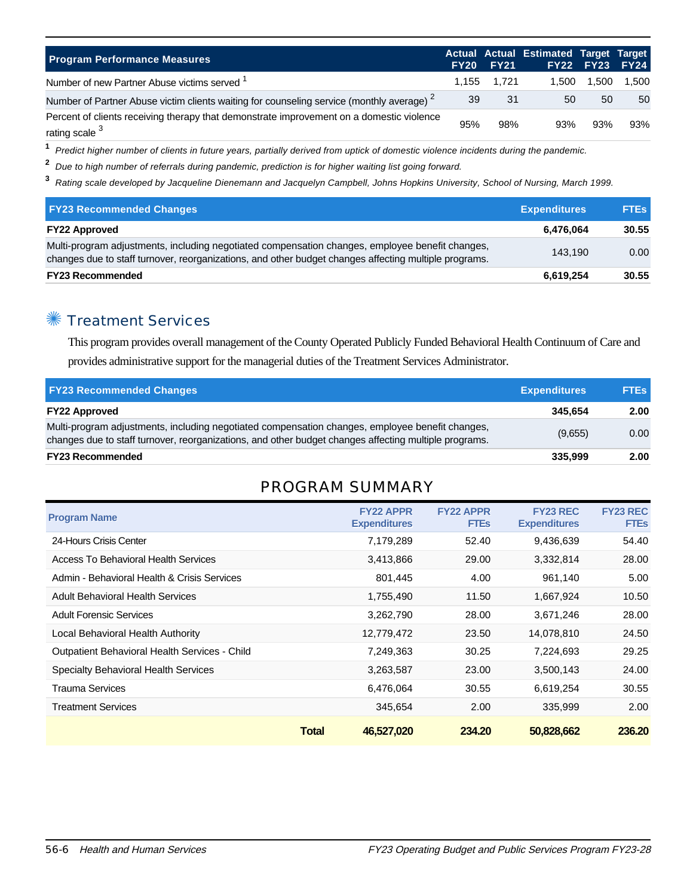| Program Performance Measures | Actual FY20 | Actual FY21 | Estimated FY22 | Target FY23 | Target FY24 |
|---|---|---|---|---|---|
| Number of new Partner Abuse victims served [1] | 1,155 | 1,721 | 1,500 | 1,500 | 1,500 |
| Number of Partner Abuse victim clients waiting for counseling service (monthly average) [2] | 39 | 31 | 50 | 50 | 50 |
| Percent of clients receiving therapy that demonstrate improvement on a domestic violence rating scale [3] | 95% | 98% | 93% | 93% | 93% |

[1] *Predict higher number of clients in future years, partially derived from uptick of domestic violence incidents during the pandemic.*

[2] *Due to high number of referrals during pandemic, prediction is for higher waiting list going forward.*

[3] *Rating scale developed by Jacqueline Dienemann and Jacquelyn Campbell, Johns Hopkins University, School of Nursing, March 1999.*

| FY23 Recommended Changes | Expenditures | FTEs |
|---|---|---|
| **FY22 Approved** | **6,476,064** | **30.55** |
| Multi-program adjustments, including negotiated compensation changes, employee benefit changes, changes due to staff turnover, reorganizations, and other budget changes affecting multiple programs. | 143,190 | 0.00 |
| **FY23 Recommended** | **6,619,254** | **30.55** |

## Treatment Services

This program provides overall management of the County Operated Publicly Funded Behavioral Health Continuum of Care and provides administrative support for the managerial duties of the Treatment Services Administrator.

| FY23 Recommended Changes | Expenditures | FTEs |
|---|---|---|
| **FY22 Approved** | **345,654** | **2.00** |
| Multi-program adjustments, including negotiated compensation changes, employee benefit changes, changes due to staff turnover, reorganizations, and other budget changes affecting multiple programs. | (9,655) | 0.00 |
| **FY23 Recommended** | **335,999** | **2.00** |

## PROGRAM SUMMARY

| Program Name | FY22 APPR Expenditures | FY22 APPR FTEs | FY23 REC Expenditures | FY23 REC FTEs |
|---|---|---|---|---|
| 24-Hours Crisis Center | 7,179,289 | 52.40 | 9,436,639 | 54.40 |
| Access To Behavioral Health Services | 3,413,866 | 29.00 | 3,332,814 | 28.00 |
| Admin - Behavioral Health & Crisis Services | 801,445 | 4.00 | 961,140 | 5.00 |
| Adult Behavioral Health Services | 1,755,490 | 11.50 | 1,667,924 | 10.50 |
| Adult Forensic Services | 3,262,790 | 28.00 | 3,671,246 | 28.00 |
| Local Behavioral Health Authority | 12,779,472 | 23.50 | 14,078,810 | 24.50 |
| Outpatient Behavioral Health Services - Child | 7,249,363 | 30.25 | 7,224,693 | 29.25 |
| Specialty Behavioral Health Services | 3,263,587 | 23.00 | 3,500,143 | 24.00 |
| Trauma Services | 6,476,064 | 30.55 | 6,619,254 | 30.55 |
| Treatment Services | 345,654 | 2.00 | 335,999 | 2.00 |
| **Total** | **46,527,020** | **234.20** | **50,828,662** | **236.20** |